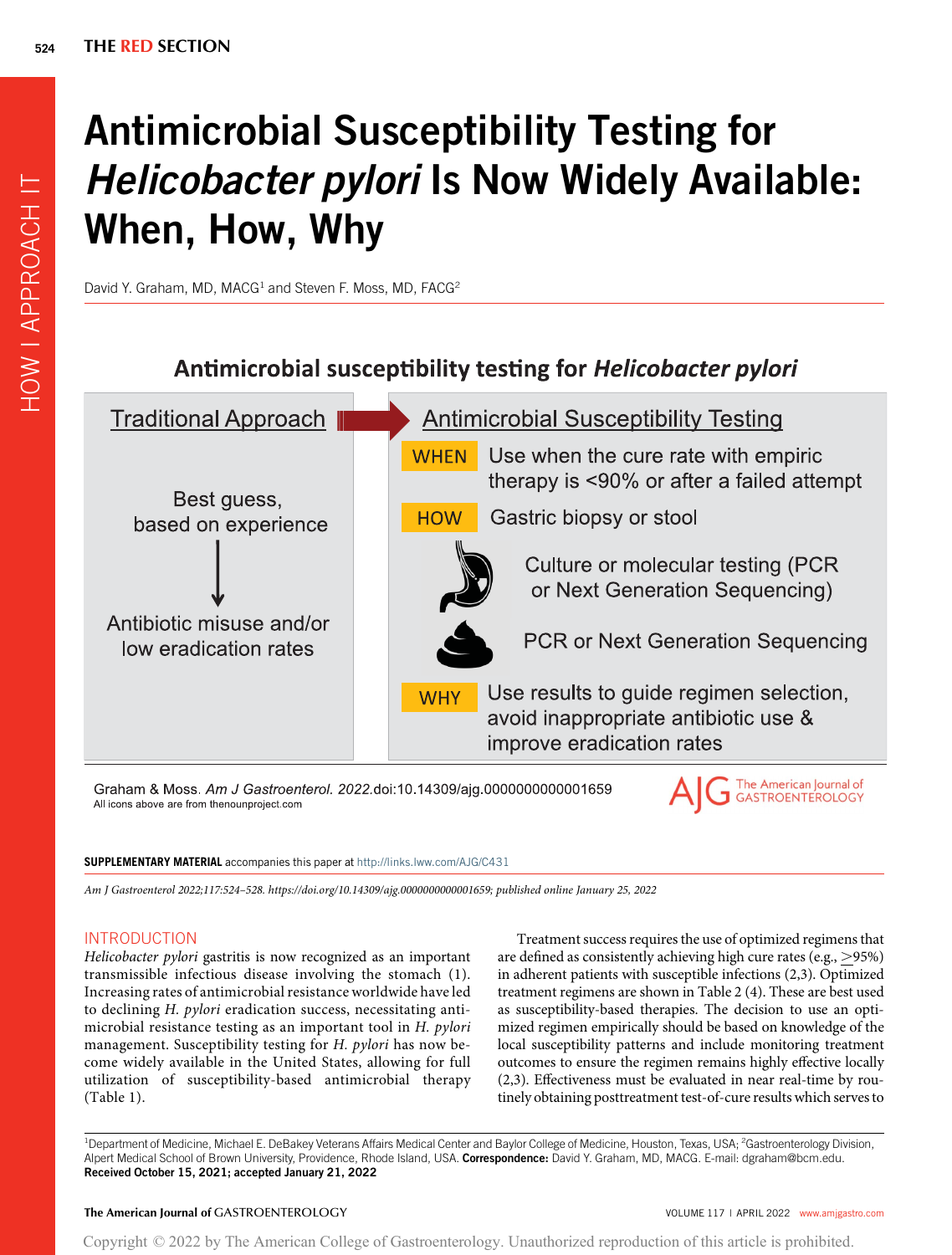# Antimicrobial Susceptibility Testing for *Helicobacter pylori* Is Now Widely Available: When, How, Why

David Y. Graham, MD, MACG[1] and Steven F. Moss, MD, FACG[2]

**Antimicrobial susceptibility testing for *Helicobacter pylori***

| Traditional Approach | Antimicrobial Susceptibility Testing | |
|---|---|---|
| Best guess, based on experience | WHEN | Use when the cure rate with empiric therapy is <90% or after a failed attempt |
| ↓ | HOW | Gastric biopsy or stool |
| Antibiotic misuse and/or low eradication rates | Gastric biopsy | Culture or molecular testing (PCR or Next Generation Sequencing) |
| | Stool | PCR or Next Generation Sequencing |
| | WHY | Use results to guide regimen selection, avoid inappropriate antibiotic use & improve eradication rates |

Graham & Moss. *Am J Gastroenterol. 2022.*doi:10.14309/ajg.0000000000001659
All icons above are from thenounproject.com

**SUPPLEMENTARY MATERIAL** accompanies this paper at http://links.lww.com/AJG/C431

*Am J Gastroenterol 2022;117:524–528. https://doi.org/10.14309/ajg.0000000000001659; published online January 25, 2022*

## INTRODUCTION

*Helicobacter pylori* gastritis is now recognized as an important transmissible infectious disease involving the stomach (1). Increasing rates of antimicrobial resistance worldwide have led to declining *H. pylori* eradication success, necessitating antimicrobial resistance testing as an important tool in *H. pylori* management. Susceptibility testing for *H. pylori* has now become widely available in the United States, allowing for full utilization of susceptibility-based antimicrobial therapy (Table 1).

Treatment success requires the use of optimized regimens that are defined as consistently achieving high cure rates (e.g., ≥95%) in adherent patients with susceptible infections (2,3). Optimized treatment regimens are shown in Table 2 (4). These are best used as susceptibility-based therapies. The decision to use an optimized regimen empirically should be based on knowledge of the local susceptibility patterns and include monitoring treatment outcomes to ensure the regimen remains highly effective locally (2,3). Effectiveness must be evaluated in near real-time by routinely obtaining posttreatment test-of-cure results which serves to

[1]Department of Medicine, Michael E. DeBakey Veterans Affairs Medical Center and Baylor College of Medicine, Houston, Texas, USA; [2]Gastroenterology Division, Alpert Medical School of Brown University, Providence, Rhode Island, USA. **Correspondence:** David Y. Graham, MD, MACG. E-mail: dgraham@bcm.edu.
**Received October 15, 2021; accepted January 21, 2022**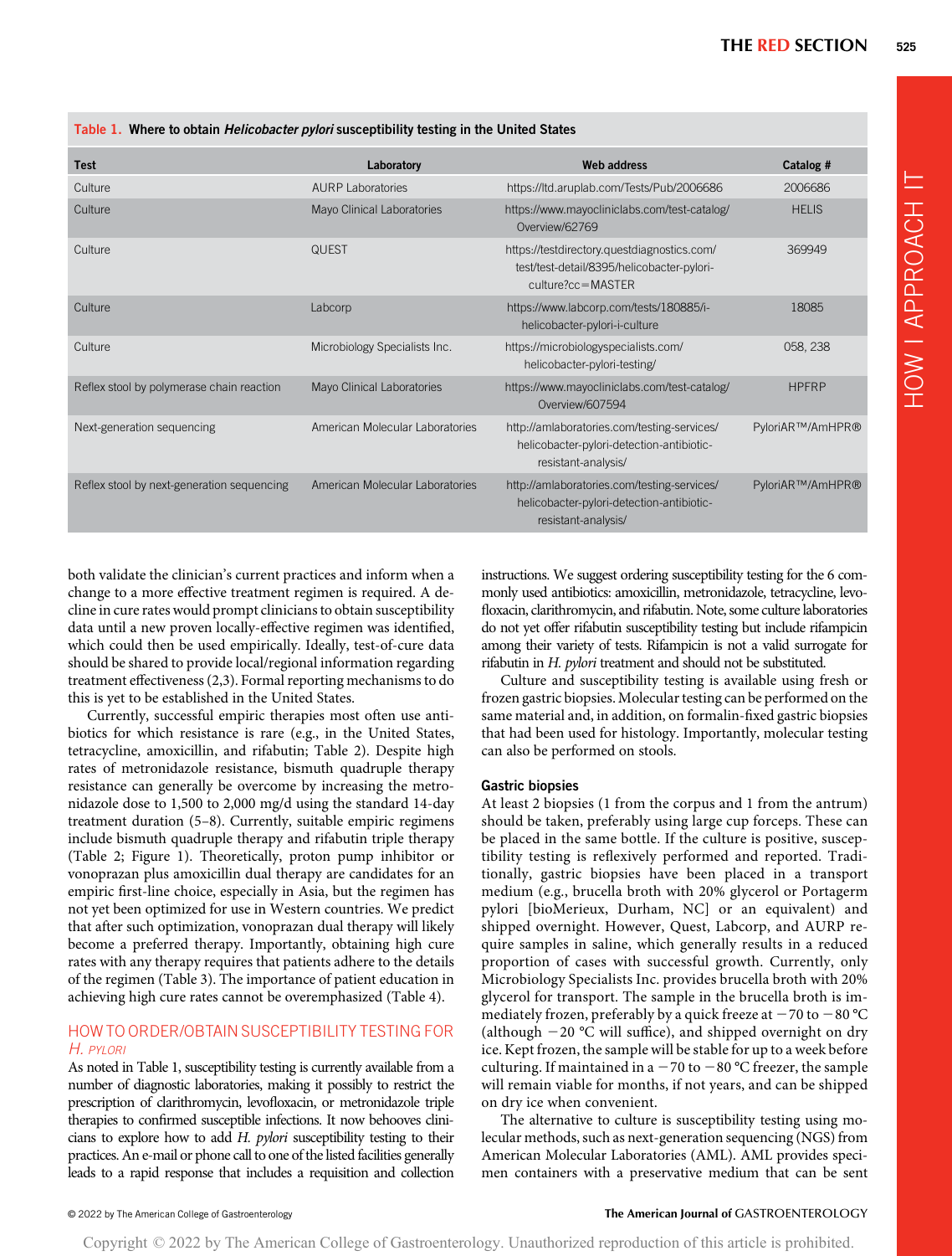Table 1. Where to obtain *Helicobacter pylori* susceptibility testing in the United States

| Test | Laboratory | Web address | Catalog # |
|---|---|---|---|
| Culture | AURP Laboratories | https://ltd.aruplab.com/Tests/Pub/2006686 | 2006686 |
| Culture | Mayo Clinical Laboratories | https://www.mayocliniclabs.com/test-catalog/Overview/62769 | HELIS |
| Culture | QUEST | https://testdirectory.questdiagnostics.com/test/test-detail/8395/helicobacter-pylori-culture?cc=MASTER | 369949 |
| Culture | Labcorp | https://www.labcorp.com/tests/180885/i-helicobacter-pylori-i-culture | 18085 |
| Culture | Microbiology Specialists Inc. | https://microbiologyspecialists.com/helicobacter-pylori-testing/ | 058, 238 |
| Reflex stool by polymerase chain reaction | Mayo Clinical Laboratories | https://www.mayocliniclabs.com/test-catalog/Overview/607594 | HPFRP |
| Next-generation sequencing | American Molecular Laboratories | http://amlaboratories.com/testing-services/helicobacter-pylori-detection-antibiotic-resistant-analysis/ | PyloriAR™/AmHPR® |
| Reflex stool by next-generation sequencing | American Molecular Laboratories | http://amlaboratories.com/testing-services/helicobacter-pylori-detection-antibiotic-resistant-analysis/ | PyloriAR™/AmHPR® |

both validate the clinician's current practices and inform when a change to a more effective treatment regimen is required. A decline in cure rates would prompt clinicians to obtain susceptibility data until a new proven locally-effective regimen was identified, which could then be used empirically. Ideally, test-of-cure data should be shared to provide local/regional information regarding treatment effectiveness (2,3). Formal reporting mechanisms to do this is yet to be established in the United States.

Currently, successful empiric therapies most often use antibiotics for which resistance is rare (e.g., in the United States, tetracycline, amoxicillin, and rifabutin; Table 2). Despite high rates of metronidazole resistance, bismuth quadruple therapy resistance can generally be overcome by increasing the metronidazole dose to 1,500 to 2,000 mg/d using the standard 14-day treatment duration (5–8). Currently, suitable empiric regimens include bismuth quadruple therapy and rifabutin triple therapy (Table 2; Figure 1). Theoretically, proton pump inhibitor or vonoprazan plus amoxicillin dual therapy are candidates for an empiric first-line choice, especially in Asia, but the regimen has not yet been optimized for use in Western countries. We predict that after such optimization, vonoprazan dual therapy will likely become a preferred therapy. Importantly, obtaining high cure rates with any therapy requires that patients adhere to the details of the regimen (Table 3). The importance of patient education in achieving high cure rates cannot be overemphasized (Table 4).

## HOW TO ORDER/OBTAIN SUSCEPTIBILITY TESTING FOR *H. PYLORI*

As noted in Table 1, susceptibility testing is currently available from a number of diagnostic laboratories, making it possibly to restrict the prescription of clarithromycin, levofloxacin, or metronidazole triple therapies to confirmed susceptible infections. It now behooves clinicians to explore how to add *H. pylori* susceptibility testing to their practices. An e-mail or phone call to one of the listed facilities generally leads to a rapid response that includes a requisition and collection instructions. We suggest ordering susceptibility testing for the 6 commonly used antibiotics: amoxicillin, metronidazole, tetracycline, levofloxacin, clarithromycin, and rifabutin. Note, some culture laboratories do not yet offer rifabutin susceptibility testing but include rifampicin among their variety of tests. Rifampicin is not a valid surrogate for rifabutin in *H. pylori* treatment and should not be substituted.

Culture and susceptibility testing is available using fresh or frozen gastric biopsies. Molecular testing can be performed on the same material and, in addition, on formalin-fixed gastric biopsies that had been used for histology. Importantly, molecular testing can also be performed on stools.

### Gastric biopsies

At least 2 biopsies (1 from the corpus and 1 from the antrum) should be taken, preferably using large cup forceps. These can be placed in the same bottle. If the culture is positive, susceptibility testing is reflexively performed and reported. Traditionally, gastric biopsies have been placed in a transport medium (e.g., brucella broth with 20% glycerol or Portagerm pylori [bioMerieux, Durham, NC] or an equivalent) and shipped overnight. However, Quest, Labcorp, and AURP require samples in saline, which generally results in a reduced proportion of cases with successful growth. Currently, only Microbiology Specialists Inc. provides brucella broth with 20% glycerol for transport. The sample in the brucella broth is immediately frozen, preferably by a quick freeze at −70 to −80 °C (although −20 °C will suffice), and shipped overnight on dry ice. Kept frozen, the sample will be stable for up to a week before culturing. If maintained in a −70 to −80 °C freezer, the sample will remain viable for months, if not years, and can be shipped on dry ice when convenient.

The alternative to culture is susceptibility testing using molecular methods, such as next-generation sequencing (NGS) from American Molecular Laboratories (AML). AML provides specimen containers with a preservative medium that can be sent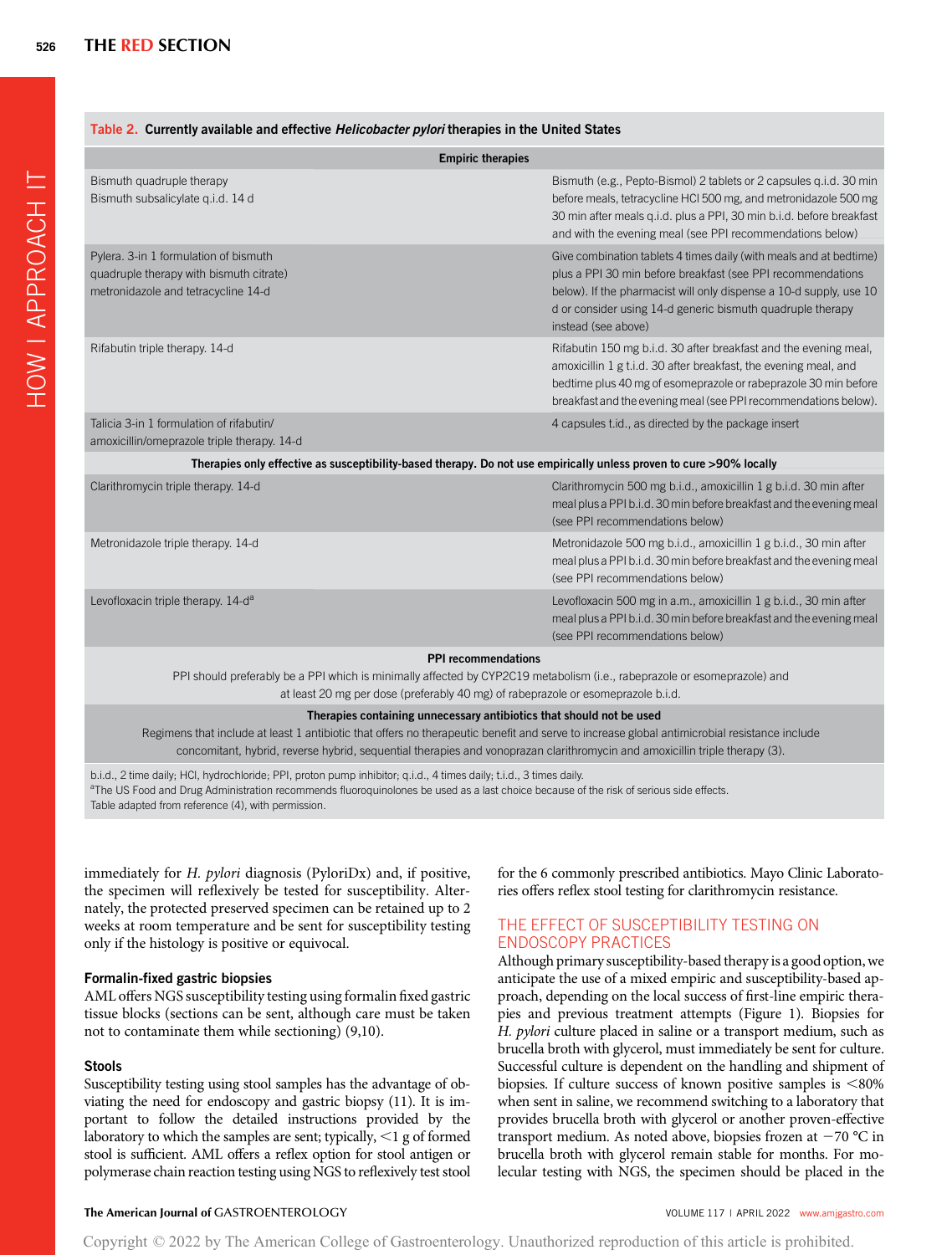**Table 2. Currently available and effective *Helicobacter pylori* therapies in the United States**

| Empiric therapies | |
|---|---|
| Bismuth quadruple therapy<br>Bismuth subsalicylate q.i.d. 14 d | Bismuth (e.g., Pepto-Bismol) 2 tablets or 2 capsules q.i.d. 30 min before meals, tetracycline HCl 500 mg, and metronidazole 500 mg 30 min after meals q.i.d. plus a PPI, 30 min b.i.d. before breakfast and with the evening meal (see PPI recommendations below) |
| Pylera. 3-in 1 formulation of bismuth quadruple therapy with bismuth citrate) metronidazole and tetracycline 14-d | Give combination tablets 4 times daily (with meals and at bedtime) plus a PPI 30 min before breakfast (see PPI recommendations below). If the pharmacist will only dispense a 10-d supply, use 10 d or consider using 14-d generic bismuth quadruple therapy instead (see above) |
| Rifabutin triple therapy. 14-d | Rifabutin 150 mg b.i.d. 30 after breakfast and the evening meal, amoxicillin 1 g t.i.d. 30 after breakfast, the evening meal, and bedtime plus 40 mg of esomeprazole or rabeprazole 30 min before breakfast and the evening meal (see PPI recommendations below). |
| Talicia 3-in 1 formulation of rifabutin/ amoxicillin/omeprazole triple therapy. 14-d | 4 capsules t.id., as directed by the package insert |
| **Therapies only effective as susceptibility-based therapy. Do not use empirically unless proven to cure >90% locally** | |
| Clarithromycin triple therapy. 14-d | Clarithromycin 500 mg b.i.d., amoxicillin 1 g b.i.d. 30 min after meal plus a PPI b.i.d. 30 min before breakfast and the evening meal (see PPI recommendations below) |
| Metronidazole triple therapy. 14-d | Metronidazole 500 mg b.i.d., amoxicillin 1 g b.i.d., 30 min after meal plus a PPI b.i.d. 30 min before breakfast and the evening meal (see PPI recommendations below) |
| Levofloxacin triple therapy. 14-d[a] | Levofloxacin 500 mg in a.m., amoxicillin 1 g b.i.d., 30 min after meal plus a PPI b.i.d. 30 min before breakfast and the evening meal (see PPI recommendations below) |
| **PPI recommendations** | |
| PPI should preferably be a PPI which is minimally affected by CYP2C19 metabolism (i.e., rabeprazole or esomeprazole) and at least 20 mg per dose (preferably 40 mg) of rabeprazole or esomeprazole b.i.d. | |
| **Therapies containing unnecessary antibiotics that should not be used** | |
| Regimens that include at least 1 antibiotic that offers no therapeutic benefit and serve to increase global antimicrobial resistance include concomitant, hybrid, reverse hybrid, sequential therapies and vonoprazan clarithromycin and amoxicillin triple therapy (3). | |

b.i.d., 2 time daily; HCl, hydrochloride; PPI, proton pump inhibitor; q.i.d., 4 times daily; t.i.d., 3 times daily.
[a]The US Food and Drug Administration recommends fluoroquinolones be used as a last choice because of the risk of serious side effects.
Table adapted from reference (4), with permission.

immediately for *H. pylori* diagnosis (PyloriDx) and, if positive, the specimen will reflexively be tested for susceptibility. Alternately, the protected preserved specimen can be retained up to 2 weeks at room temperature and be sent for susceptibility testing only if the histology is positive or equivocal.

### Formalin-fixed gastric biopsies

AML offers NGS susceptibility testing using formalin fixed gastric tissue blocks (sections can be sent, although care must be taken not to contaminate them while sectioning) (9,10).

### Stools

Susceptibility testing using stool samples has the advantage of obviating the need for endoscopy and gastric biopsy (11). It is important to follow the detailed instructions provided by the laboratory to which the samples are sent; typically, <1 g of formed stool is sufficient. AML offers a reflex option for stool antigen or polymerase chain reaction testing using NGS to reflexively test stool for the 6 commonly prescribed antibiotics. Mayo Clinic Laboratories offers reflex stool testing for clarithromycin resistance.

## THE EFFECT OF SUSCEPTIBILITY TESTING ON ENDOSCOPY PRACTICES

Although primary susceptibility-based therapy is a good option, we anticipate the use of a mixed empiric and susceptibility-based approach, depending on the local success of first-line empiric therapies and previous treatment attempts (Figure 1). Biopsies for *H. pylori* culture placed in saline or a transport medium, such as brucella broth with glycerol, must immediately be sent for culture. Successful culture is dependent on the handling and shipment of biopsies. If culture success of known positive samples is <80% when sent in saline, we recommend switching to a laboratory that provides brucella broth with glycerol or another proven-effective transport medium. As noted above, biopsies frozen at −70 °C in brucella broth with glycerol remain stable for months. For molecular testing with NGS, the specimen should be placed in the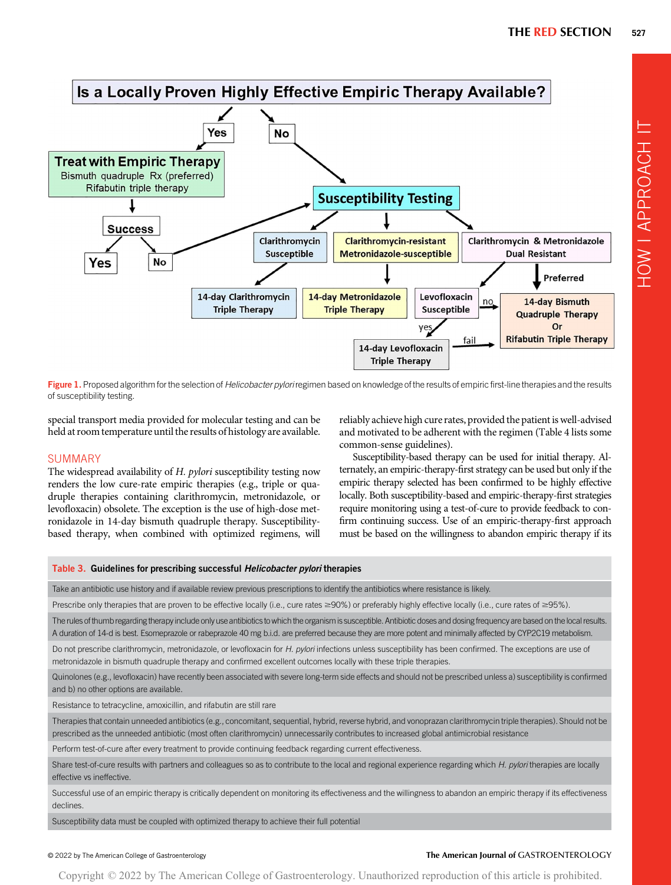Figure 1. Proposed algorithm for the selection of *Helicobacter pylori* regimen based on knowledge of the results of empiric first-line therapies and the results of susceptibility testing.

special transport media provided for molecular testing and can be held at room temperature until the results of histology are available.

## SUMMARY

The widespread availability of *H. pylori* susceptibility testing now renders the low cure-rate empiric therapies (e.g., triple or quadruple therapies containing clarithromycin, metronidazole, or levofloxacin) obsolete. The exception is the use of high-dose metronidazole in 14-day bismuth quadruple therapy. Susceptibility-based therapy, when combined with optimized regimens, will reliably achieve high cure rates, provided the patient is well-advised and motivated to be adherent with the regimen (Table 4 lists some common-sense guidelines).

Susceptibility-based therapy can be used for initial therapy. Alternately, an empiric-therapy-first strategy can be used but only if the empiric therapy selected has been confirmed to be highly effective locally. Both susceptibility-based and empiric-therapy-first strategies require monitoring using a test-of-cure to provide feedback to confirm continuing success. Use of an empiric-therapy-first approach must be based on the willingness to abandon empiric therapy if its

**Table 3. Guidelines for prescribing successful *Helicobacter pylori* therapies**

| |
|---|
| Take an antibiotic use history and if available review previous prescriptions to identify the antibiotics where resistance is likely. |
| Prescribe only therapies that are proven to be effective locally (i.e., cure rates ≥90%) or preferably highly effective locally (i.e., cure rates of ≥95%). |
| The rules of thumb regarding therapy include only use antibiotics to which the organism is susceptible. Antibiotic doses and dosing frequency are based on the local results. A duration of 14-d is best. Esomeprazole or rabeprazole 40 mg b.i.d. are preferred because they are more potent and minimally affected by CYP2C19 metabolism. |
| Do not prescribe clarithromycin, metronidazole, or levofloxacin for *H. pylori* infections unless susceptibility has been confirmed. The exceptions are use of metronidazole in bismuth quadruple therapy and confirmed excellent outcomes locally with these triple therapies. |
| Quinolones (e.g., levofloxacin) have recently been associated with severe long-term side effects and should not be prescribed unless a) susceptibility is confirmed and b) no other options are available. |
| Resistance to tetracycline, amoxicillin, and rifabutin are still rare |
| Therapies that contain unneeded antibiotics (e.g., concomitant, sequential, hybrid, reverse hybrid, and vonoprazan clarithromycin triple therapies). Should not be prescribed as the unneeded antibiotic (most often clarithromycin) unnecessarily contributes to increased global antimicrobial resistance |
| Perform test-of-cure after every treatment to provide continuing feedback regarding current effectiveness. |
| Share test-of-cure results with partners and colleagues so as to contribute to the local and regional experience regarding which *H. pylori* therapies are locally effective vs ineffective. |
| Successful use of an empiric therapy is critically dependent on monitoring its effectiveness and the willingness to abandon an empiric therapy if its effectiveness declines. |
| Susceptibility data must be coupled with optimized therapy to achieve their full potential |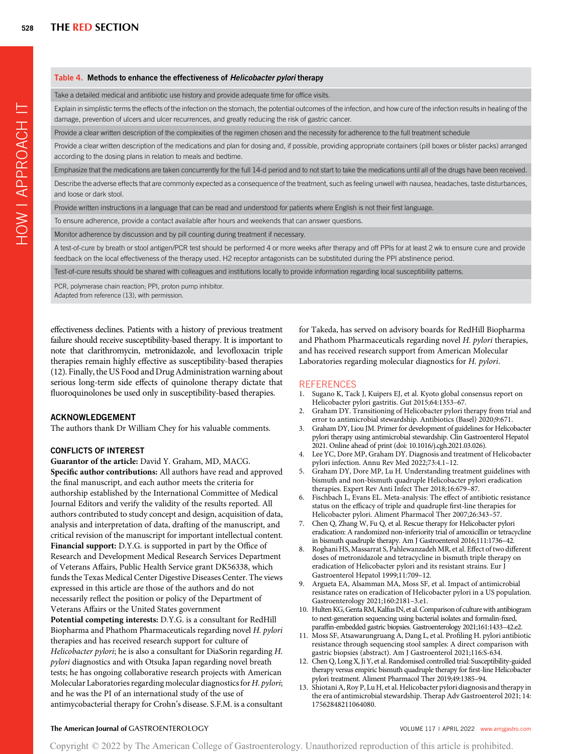**Table 4. Methods to enhance the effectiveness of *Helicobacter pylori* therapy**

| |
|---|
| Take a detailed medical and antibiotic use history and provide adequate time for office visits. |
| Explain in simplistic terms the effects of the infection on the stomach, the potential outcomes of the infection, and how cure of the infection results in healing of the damage, prevention of ulcers and ulcer recurrences, and greatly reducing the risk of gastric cancer. |
| Provide a clear written description of the complexities of the regimen chosen and the necessity for adherence to the full treatment schedule |
| Provide a clear written description of the medications and plan for dosing and, if possible, providing appropriate containers (pill boxes or blister packs) arranged according to the dosing plans in relation to meals and bedtime. |
| Emphasize that the medications are taken concurrently for the full 14-d period and to not start to take the medications until all of the drugs have been received. |
| Describe the adverse effects that are commonly expected as a consequence of the treatment, such as feeling unwell with nausea, headaches, taste disturbances, and loose or dark stool. |
| Provide written instructions in a language that can be read and understood for patients where English is not their first language. |
| To ensure adherence, provide a contact available after hours and weekends that can answer questions. |
| Monitor adherence by discussion and by pill counting during treatment if necessary. |
| A test-of-cure by breath or stool antigen/PCR test should be performed 4 or more weeks after therapy and off PPIs for at least 2 wk to ensure cure and provide feedback on the local effectiveness of the therapy used. H2 receptor antagonists can be substituted during the PPI abstinence period. |
| Test-of-cure results should be shared with colleagues and institutions locally to provide information regarding local susceptibility patterns. |

PCR, polymerase chain reaction; PPI, proton pump inhibitor.
Adapted from reference (13), with permission.

effectiveness declines. Patients with a history of previous treatment failure should receive susceptibility-based therapy. It is important to note that clarithromycin, metronidazole, and levofloxacin triple therapies remain highly effective as susceptibility-based therapies (12). Finally, the US Food and Drug Administration warning about serious long-term side effects of quinolone therapy dictate that fluoroquinolones be used only in susceptibility-based therapies.

## ACKNOWLEDGEMENT

The authors thank Dr William Chey for his valuable comments.

## CONFLICTS OF INTEREST

**Guarantor of the article:** David Y. Graham, MD, MACG.
**Specific author contributions:** All authors have read and approved the final manuscript, and each author meets the criteria for authorship established by the International Committee of Medical Journal Editors and verify the validity of the results reported. All authors contributed to study concept and design, acquisition of data, analysis and interpretation of data, drafting of the manuscript, and critical revision of the manuscript for important intellectual content.
**Financial support:** D.Y.G. is supported in part by the Office of Research and Development Medical Research Services Department of Veterans Affairs, Public Health Service grant DK56338, which funds the Texas Medical Center Digestive Diseases Center. The views expressed in this article are those of the authors and do not necessarily reflect the position or policy of the Department of Veterans Affairs or the United States government
**Potential competing interests:** D.Y.G. is a consultant for RedHill Biopharma and Phathom Pharmaceuticals regarding novel *H. pylori* therapies and has received research support for culture of *Helicobacter pylori*; he is also a consultant for DiaSorin regarding *H. pylori* diagnostics and with Otsuka Japan regarding novel breath tests; he has ongoing collaborative research projects with American Molecular Laboratories regarding molecular diagnostics for *H. pylori*; and he was the PI of an international study of the use of antimycobacterial therapy for Crohn's disease. S.F.M. is a consultant for Takeda, has served on advisory boards for RedHill Biopharma and Phathom Pharmaceuticals regarding novel *H. pylori* therapies, and has received research support from American Molecular Laboratories regarding molecular diagnostics for *H. pylori*.

## REFERENCES

1. Sugano K, Tack J, Kuipers EJ, et al. Kyoto global consensus report on Helicobacter pylori gastritis. Gut 2015;64:1353–67.
2. Graham DY. Transitioning of Helicobacter pylori therapy from trial and error to antimicrobial stewardship. Antibiotics (Basel) 2020;9:671.
3. Graham DY, Liou JM. Primer for development of guidelines for Helicobacter pylori therapy using antimicrobial stewardship. Clin Gastroenterol Hepatol 2021. Online ahead of print (doi: 10.1016/j.cgh.2021.03.026).
4. Lee YC, Dore MP, Graham DY. Diagnosis and treatment of Helicobacter pylori infection. Annu Rev Med 2022;73:4.1–12.
5. Graham DY, Dore MP, Lu H. Understanding treatment guidelines with bismuth and non-bismuth quadruple Helicobacter pylori eradication therapies. Expert Rev Anti Infect Ther 2018;16:679–87.
6. Fischbach L, Evans EL. Meta-analysis: The effect of antibiotic resistance status on the efficacy of triple and quadruple first-line therapies for Helicobacter pylori. Aliment Pharmacol Ther 2007;26:343–57.
7. Chen Q, Zhang W, Fu Q, et al. Rescue therapy for Helicobacter pylori eradication: A randomized non-inferiority trial of amoxicillin or tetracycline in bismuth quadruple therapy. Am J Gastroenterol 2016;111:1736–42.
8. Roghani HS, Massarrat S, Pahlewanzadeh MR, et al. Effect of two different doses of metronidazole and tetracycline in bismuth triple therapy on eradication of Helicobacter pylori and its resistant strains. Eur J Gastroenterol Hepatol 1999;11:709–12.
9. Argueta EA, Alsamman MA, Moss SF, et al. Impact of antimicrobial resistance rates on eradication of Helicobacter pylori in a US population. Gastroenterology 2021;160:2181–3.e1.
10. Hulten KG, Genta RM, Kalfus IN, et al. Comparison of culture with antibiogram to next-generation sequencing using bacterial isolates and formalin-fixed, paraffin-embedded gastric biopsies. Gastroenterology 2021;161:1433–42.e2.
11. Moss SF, Atsawarungruang A, Dang L, et al. Profiling H. pylori antibiotic resistance through sequencing stool samples: A direct comparison with gastric biopsies (abstract). Am J Gastroenterol 2021;116:S-634.
12. Chen Q, Long X, Ji Y, et al. Randomised controlled trial: Susceptibility-guided therapy versus empiric bismuth quadruple therapy for first-line Helicobacter pylori treatment. Aliment Pharmacol Ther 2019;49:1385–94.
13. Shiotani A, Roy P, Lu H, et al. Helicobacter pylori diagnosis and therapy in the era of antimicrobial stewardship. Therap Adv Gastroenterol 2021; 14: 17562848211064080.